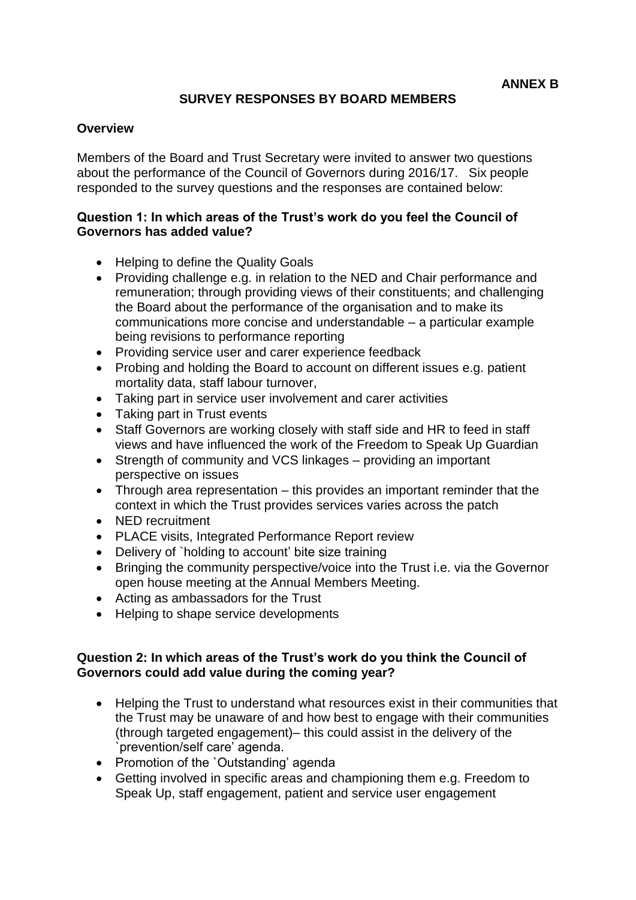**ANNEX B**

# SURVEY RESPONSES BY BOARD MEMBERS

## Overview

Members of the Board and Trust Secretary were invited to answer two questions about the performance of the Council of Governors during 2016/17. Six people responded to the survey questions and the responses are contained below:

### Question 1: In which areas of the Trust's work do you feel the Council of Governors has added value?

- Helping to define the Quality Goals
- Providing challenge e.g. in relation to the NED and Chair performance and remuneration; through providing views of their constituents; and challenging the Board about the performance of the organisation and to make its communications more concise and understandable – a particular example being revisions to performance reporting
- Providing service user and carer experience feedback
- Probing and holding the Board to account on different issues e.g. patient mortality data, staff labour turnover,
- Taking part in service user involvement and carer activities
- Taking part in Trust events
- Staff Governors are working closely with staff side and HR to feed in staff views and have influenced the work of the Freedom to Speak Up Guardian
- Strength of community and VCS linkages – providing an important perspective on issues
- Through area representation – this provides an important reminder that the context in which the Trust provides services varies across the patch
- NED recruitment
- PLACE visits, Integrated Performance Report review
- Delivery of `holding to account' bite size training
- Bringing the community perspective/voice into the Trust i.e. via the Governor open house meeting at the Annual Members Meeting.
- Acting as ambassadors for the Trust
- Helping to shape service developments

### Question 2: In which areas of the Trust's work do you think the Council of Governors could add value during the coming year?

- Helping the Trust to understand what resources exist in their communities that the Trust may be unaware of and how best to engage with their communities (through targeted engagement)– this could assist in the delivery of the `prevention/self care' agenda.
- Promotion of the `Outstanding' agenda
- Getting involved in specific areas and championing them e.g. Freedom to Speak Up, staff engagement, patient and service user engagement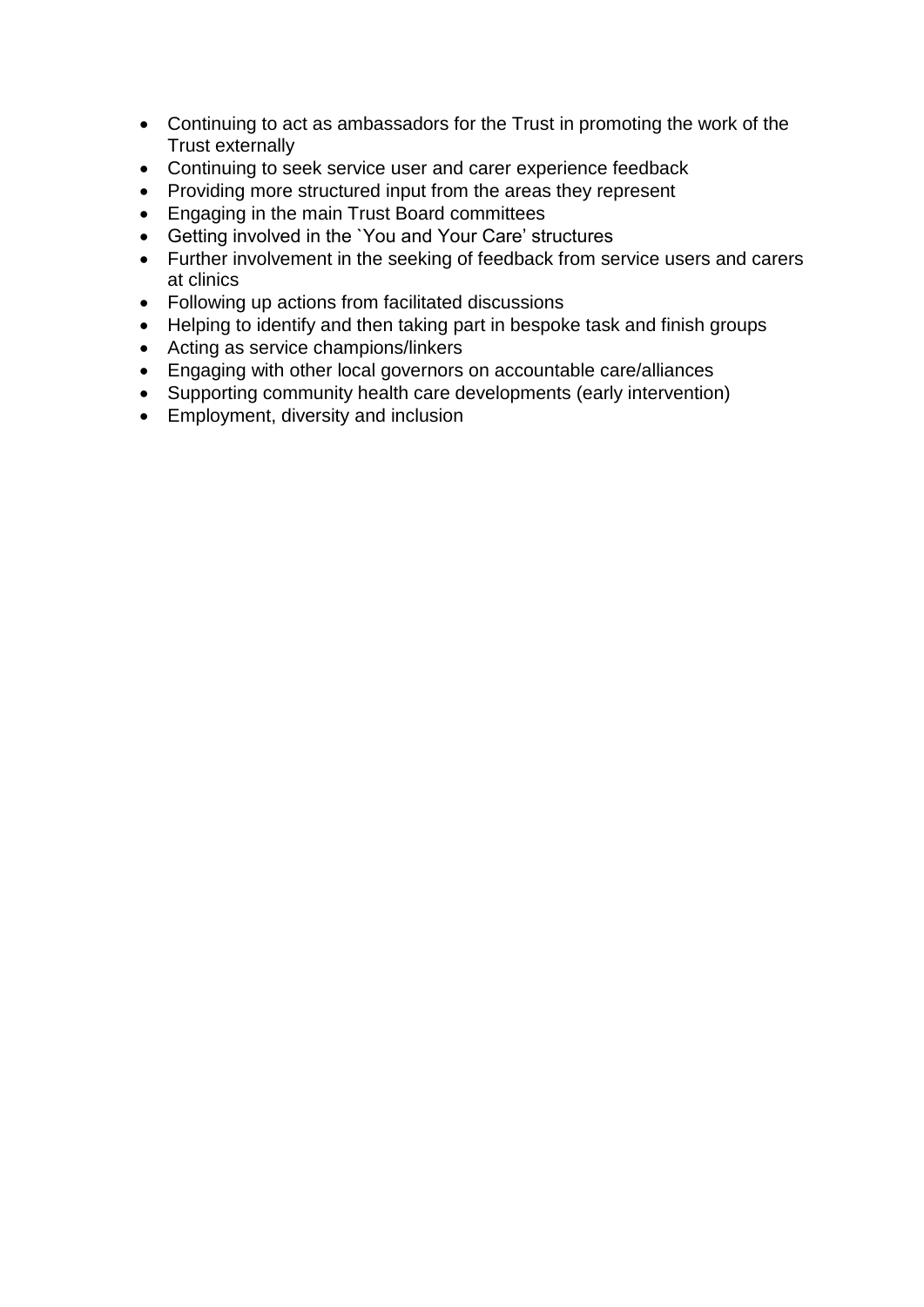- Continuing to act as ambassadors for the Trust in promoting the work of the Trust externally
- Continuing to seek service user and carer experience feedback
- Providing more structured input from the areas they represent
- Engaging in the main Trust Board committees
- Getting involved in the `You and Your Care' structures
- Further involvement in the seeking of feedback from service users and carers at clinics
- Following up actions from facilitated discussions
- Helping to identify and then taking part in bespoke task and finish groups
- Acting as service champions/linkers
- Engaging with other local governors on accountable care/alliances
- Supporting community health care developments (early intervention)
- Employment, diversity and inclusion